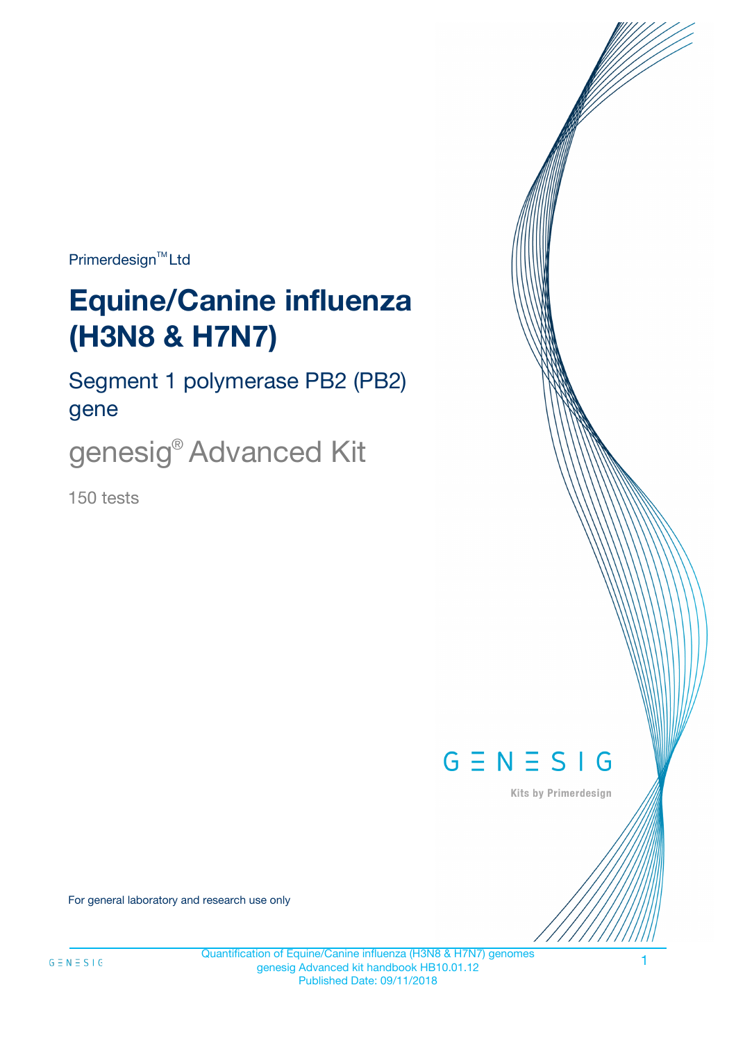Primerdesign™ Ltd

# Equine/Canine influenza (H3N8 & H7N7)

## Segment 1 polymerase PB2 (PB2) gene

## genesig® Advanced Kit

150 tests

GENESIG

Kits by Primerdesign

For general laboratory and research use only

Quantification of Equine/Canine influenza (H3N8 & H7N7) genomes
genesig Advanced kit handbook HB10.01.12
Published Date: 09/11/2018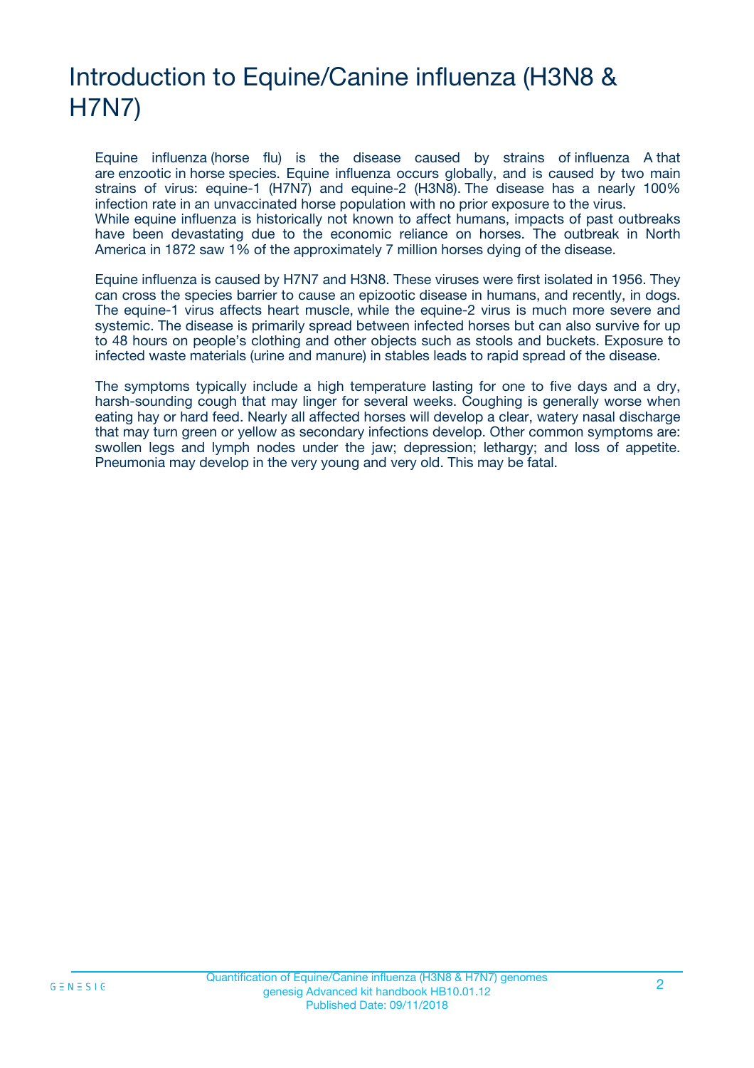# Introduction to Equine/Canine influenza (H3N8 & H7N7)

Equine influenza (horse flu) is the disease caused by strains of influenza A that are enzootic in horse species. Equine influenza occurs globally, and is caused by two main strains of virus: equine-1 (H7N7) and equine-2 (H3N8). The disease has a nearly 100% infection rate in an unvaccinated horse population with no prior exposure to the virus. While equine influenza is historically not known to affect humans, impacts of past outbreaks have been devastating due to the economic reliance on horses. The outbreak in North America in 1872 saw 1% of the approximately 7 million horses dying of the disease.

Equine influenza is caused by H7N7 and H3N8. These viruses were first isolated in 1956. They can cross the species barrier to cause an epizootic disease in humans, and recently, in dogs. The equine-1 virus affects heart muscle, while the equine-2 virus is much more severe and systemic. The disease is primarily spread between infected horses but can also survive for up to 48 hours on people's clothing and other objects such as stools and buckets. Exposure to infected waste materials (urine and manure) in stables leads to rapid spread of the disease.

The symptoms typically include a high temperature lasting for one to five days and a dry, harsh-sounding cough that may linger for several weeks. Coughing is generally worse when eating hay or hard feed. Nearly all affected horses will develop a clear, watery nasal discharge that may turn green or yellow as secondary infections develop. Other common symptoms are: swollen legs and lymph nodes under the jaw; depression; lethargy; and loss of appetite. Pneumonia may develop in the very young and very old. This may be fatal.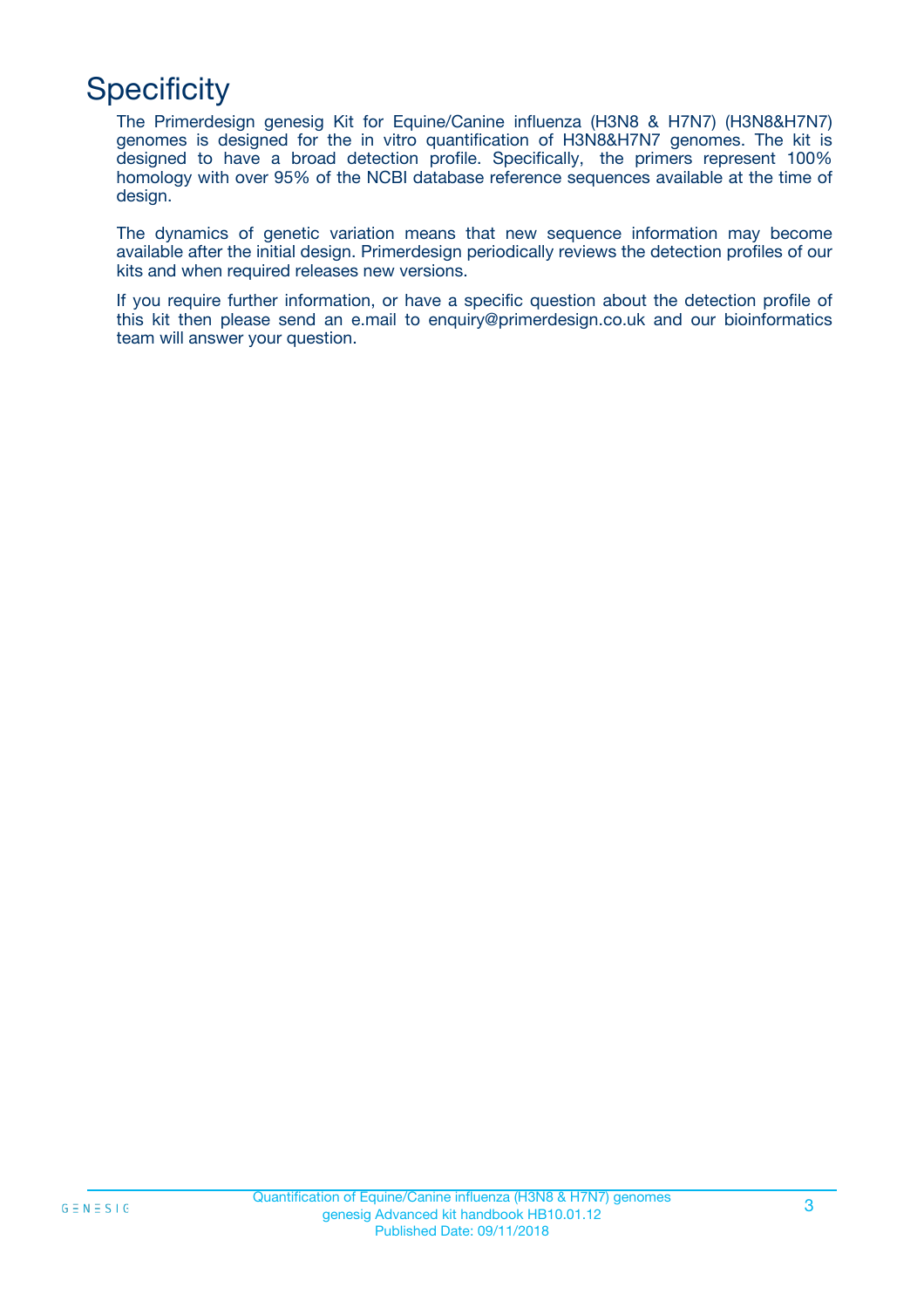# Specificity

The Primerdesign genesig Kit for Equine/Canine influenza (H3N8 & H7N7) (H3N8&H7N7) genomes is designed for the in vitro quantification of H3N8&H7N7 genomes. The kit is designed to have a broad detection profile. Specifically, the primers represent 100% homology with over 95% of the NCBI database reference sequences available at the time of design.

The dynamics of genetic variation means that new sequence information may become available after the initial design. Primerdesign periodically reviews the detection profiles of our kits and when required releases new versions.

If you require further information, or have a specific question about the detection profile of this kit then please send an e.mail to enquiry@primerdesign.co.uk and our bioinformatics team will answer your question.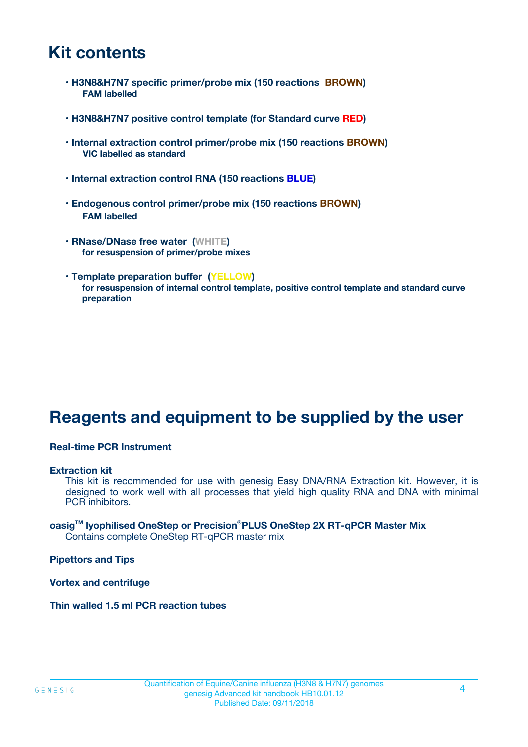## Kit contents

- **H3N8&H7N7 specific primer/probe mix (150 reactions BROWN)**
  **FAM labelled**

- **H3N8&H7N7 positive control template (for Standard curve RED)**

- **Internal extraction control primer/probe mix (150 reactions BROWN)**
  **VIC labelled as standard**

- **Internal extraction control RNA (150 reactions BLUE)**

- **Endogenous control primer/probe mix (150 reactions BROWN)**
  **FAM labelled**

- **RNase/DNase free water (WHITE)**
  **for resuspension of primer/probe mixes**

- **Template preparation buffer (YELLOW)**
  **for resuspension of internal control template, positive control template and standard curve preparation**

## Reagents and equipment to be supplied by the user

**Real-time PCR Instrument**

**Extraction kit**
This kit is recommended for use with genesig Easy DNA/RNA Extraction kit. However, it is designed to work well with all processes that yield high quality RNA and DNA with minimal PCR inhibitors.

**oasig™ lyophilised OneStep or Precision®PLUS OneStep 2X RT-qPCR Master Mix**
Contains complete OneStep RT-qPCR master mix

**Pipettors and Tips**

**Vortex and centrifuge**

**Thin walled 1.5 ml PCR reaction tubes**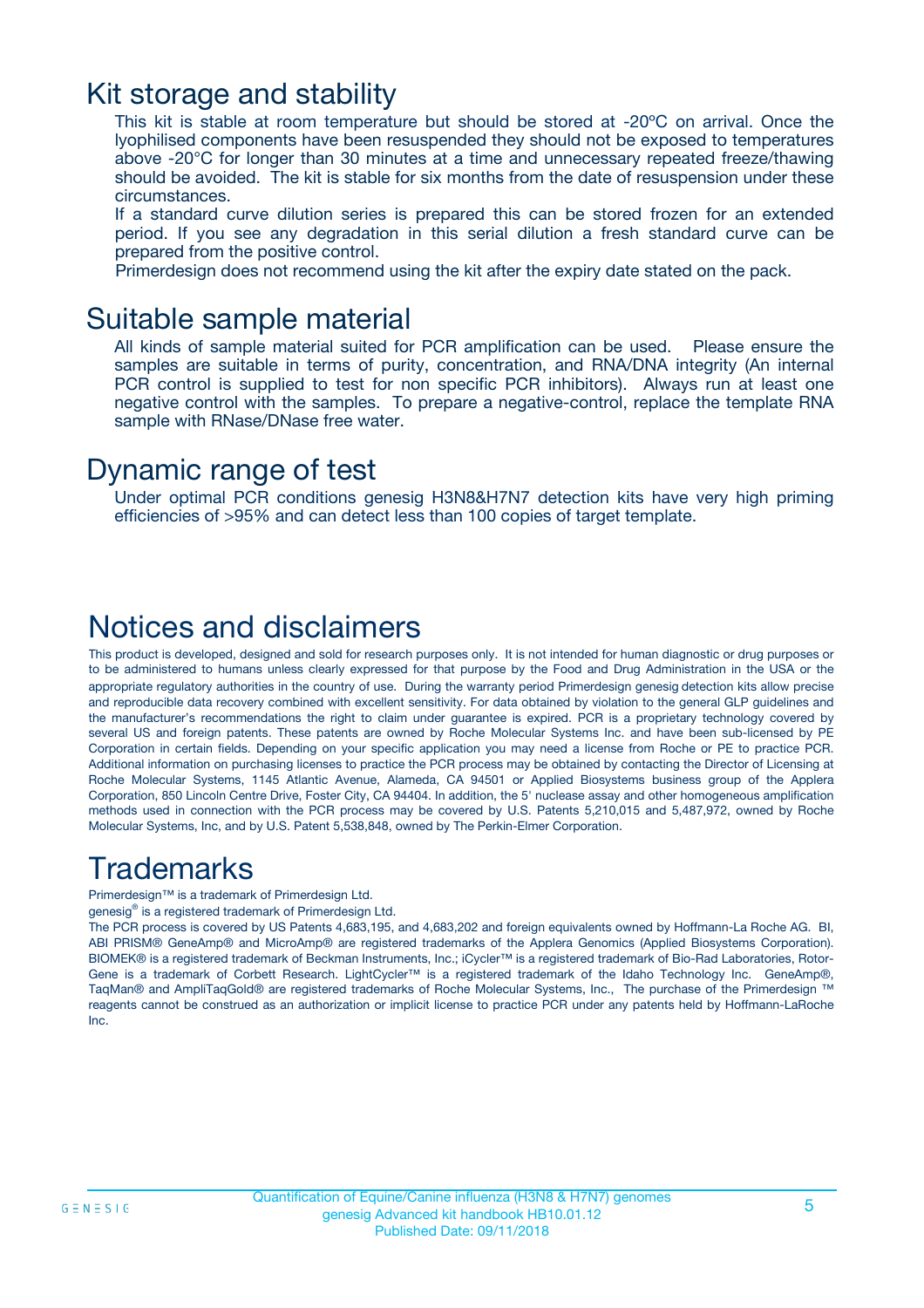# Kit storage and stability

This kit is stable at room temperature but should be stored at -20ºC on arrival. Once the lyophilised components have been resuspended they should not be exposed to temperatures above -20°C for longer than 30 minutes at a time and unnecessary repeated freeze/thawing should be avoided. The kit is stable for six months from the date of resuspension under these circumstances.

If a standard curve dilution series is prepared this can be stored frozen for an extended period. If you see any degradation in this serial dilution a fresh standard curve can be prepared from the positive control.

Primerdesign does not recommend using the kit after the expiry date stated on the pack.

# Suitable sample material

All kinds of sample material suited for PCR amplification can be used. Please ensure the samples are suitable in terms of purity, concentration, and RNA/DNA integrity (An internal PCR control is supplied to test for non specific PCR inhibitors). Always run at least one negative control with the samples. To prepare a negative-control, replace the template RNA sample with RNase/DNase free water.

# Dynamic range of test

Under optimal PCR conditions genesig H3N8&H7N7 detection kits have very high priming efficiencies of >95% and can detect less than 100 copies of target template.

# Notices and disclaimers

This product is developed, designed and sold for research purposes only. It is not intended for human diagnostic or drug purposes or to be administered to humans unless clearly expressed for that purpose by the Food and Drug Administration in the USA or the appropriate regulatory authorities in the country of use. During the warranty period Primerdesign genesig detection kits allow precise and reproducible data recovery combined with excellent sensitivity. For data obtained by violation to the general GLP guidelines and the manufacturer's recommendations the right to claim under guarantee is expired. PCR is a proprietary technology covered by several US and foreign patents. These patents are owned by Roche Molecular Systems Inc. and have been sub-licensed by PE Corporation in certain fields. Depending on your specific application you may need a license from Roche or PE to practice PCR. Additional information on purchasing licenses to practice the PCR process may be obtained by contacting the Director of Licensing at Roche Molecular Systems, 1145 Atlantic Avenue, Alameda, CA 94501 or Applied Biosystems business group of the Applera Corporation, 850 Lincoln Centre Drive, Foster City, CA 94404. In addition, the 5' nuclease assay and other homogeneous amplification methods used in connection with the PCR process may be covered by U.S. Patents 5,210,015 and 5,487,972, owned by Roche Molecular Systems, Inc, and by U.S. Patent 5,538,848, owned by The Perkin-Elmer Corporation.

# Trademarks

Primerdesign™ is a trademark of Primerdesign Ltd.

genesig® is a registered trademark of Primerdesign Ltd.

The PCR process is covered by US Patents 4,683,195, and 4,683,202 and foreign equivalents owned by Hoffmann-La Roche AG. BI, ABI PRISM® GeneAmp® and MicroAmp® are registered trademarks of the Applera Genomics (Applied Biosystems Corporation). BIOMEK® is a registered trademark of Beckman Instruments, Inc.; iCycler™ is a registered trademark of Bio-Rad Laboratories, Rotor-Gene is a trademark of Corbett Research. LightCycler™ is a registered trademark of the Idaho Technology Inc. GeneAmp®, TaqMan® and AmpliTaqGold® are registered trademarks of Roche Molecular Systems, Inc., The purchase of the Primerdesign ™ reagents cannot be construed as an authorization or implicit license to practice PCR under any patents held by Hoffmann-LaRoche Inc.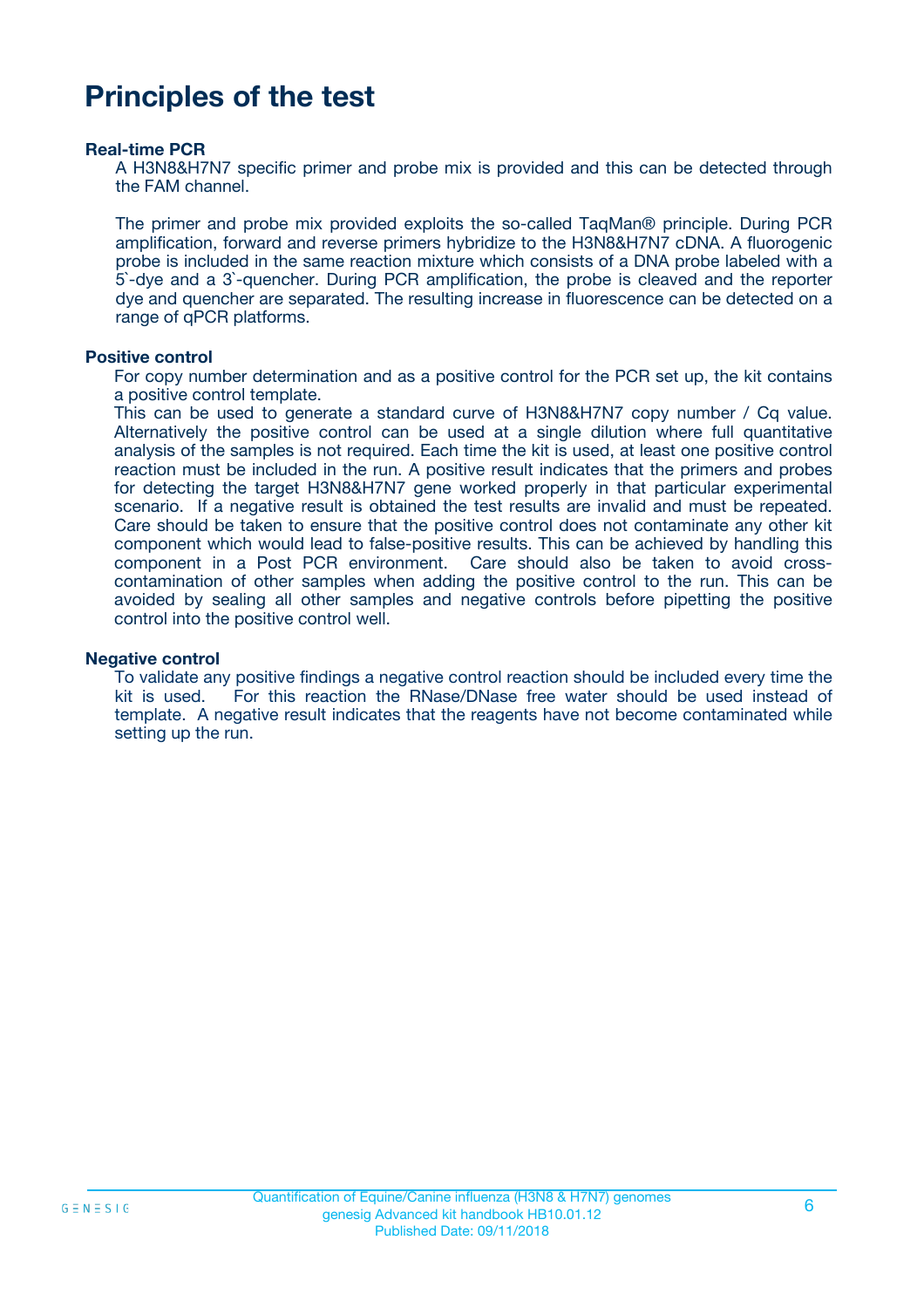# Principles of the test

**Real-time PCR**

A H3N8&H7N7 specific primer and probe mix is provided and this can be detected through the FAM channel.

The primer and probe mix provided exploits the so-called TaqMan® principle. During PCR amplification, forward and reverse primers hybridize to the H3N8&H7N7 cDNA. A fluorogenic probe is included in the same reaction mixture which consists of a DNA probe labeled with a 5`-dye and a 3`-quencher. During PCR amplification, the probe is cleaved and the reporter dye and quencher are separated. The resulting increase in fluorescence can be detected on a range of qPCR platforms.

**Positive control**

For copy number determination and as a positive control for the PCR set up, the kit contains a positive control template.
This can be used to generate a standard curve of H3N8&H7N7 copy number / Cq value. Alternatively the positive control can be used at a single dilution where full quantitative analysis of the samples is not required. Each time the kit is used, at least one positive control reaction must be included in the run. A positive result indicates that the primers and probes for detecting the target H3N8&H7N7 gene worked properly in that particular experimental scenario. If a negative result is obtained the test results are invalid and must be repeated. Care should be taken to ensure that the positive control does not contaminate any other kit component which would lead to false-positive results. This can be achieved by handling this component in a Post PCR environment. Care should also be taken to avoid cross-contamination of other samples when adding the positive control to the run. This can be avoided by sealing all other samples and negative controls before pipetting the positive control into the positive control well.

**Negative control**

To validate any positive findings a negative control reaction should be included every time the kit is used. For this reaction the RNase/DNase free water should be used instead of template. A negative result indicates that the reagents have not become contaminated while setting up the run.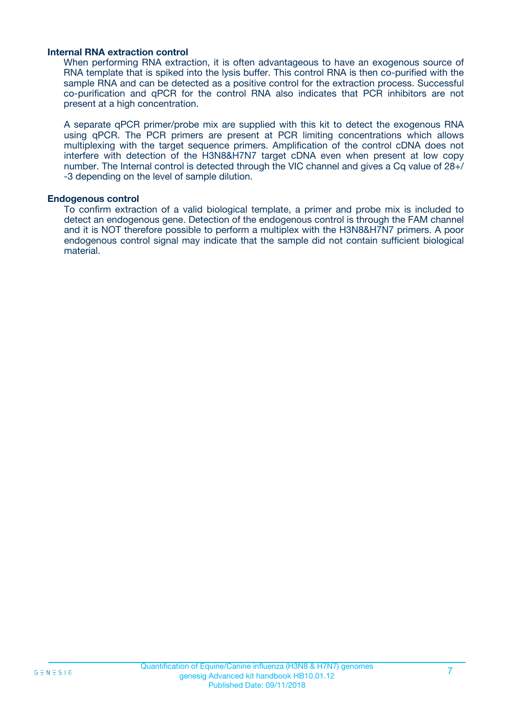### Internal RNA extraction control

When performing RNA extraction, it is often advantageous to have an exogenous source of RNA template that is spiked into the lysis buffer. This control RNA is then co-purified with the sample RNA and can be detected as a positive control for the extraction process. Successful co-purification and qPCR for the control RNA also indicates that PCR inhibitors are not present at a high concentration.

A separate qPCR primer/probe mix are supplied with this kit to detect the exogenous RNA using qPCR. The PCR primers are present at PCR limiting concentrations which allows multiplexing with the target sequence primers. Amplification of the control cDNA does not interfere with detection of the H3N8&H7N7 target cDNA even when present at low copy number. The Internal control is detected through the VIC channel and gives a Cq value of 28+/-3 depending on the level of sample dilution.

### Endogenous control

To confirm extraction of a valid biological template, a primer and probe mix is included to detect an endogenous gene. Detection of the endogenous control is through the FAM channel and it is NOT therefore possible to perform a multiplex with the H3N8&H7N7 primers. A poor endogenous control signal may indicate that the sample did not contain sufficient biological material.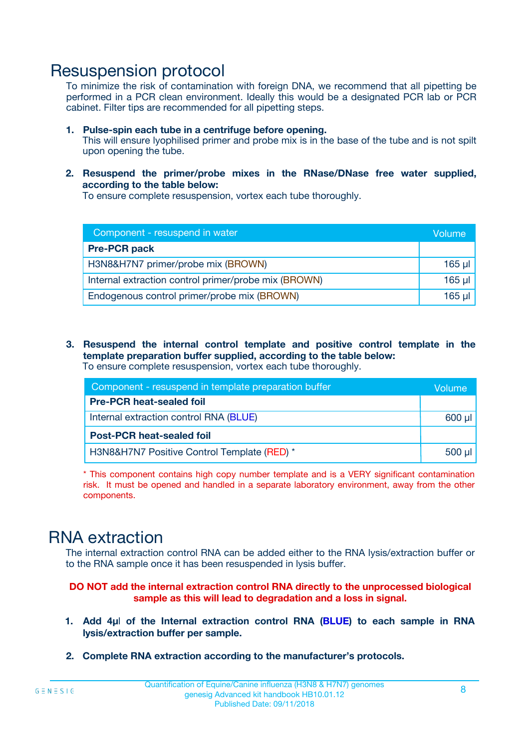# Resuspension protocol

To minimize the risk of contamination with foreign DNA, we recommend that all pipetting be performed in a PCR clean environment. Ideally this would be a designated PCR lab or PCR cabinet. Filter tips are recommended for all pipetting steps.

1. **Pulse-spin each tube in a centrifuge before opening.**
   This will ensure lyophilised primer and probe mix is in the base of the tube and is not spilt upon opening the tube.

2. **Resuspend the primer/probe mixes in the RNase/DNase free water supplied, according to the table below:**
   To ensure complete resuspension, vortex each tube thoroughly.

| Component - resuspend in water | Volume |
|---|---|
| **Pre-PCR pack** | |
| H3N8&H7N7 primer/probe mix (BROWN) | 165 µl |
| Internal extraction control primer/probe mix (BROWN) | 165 µl |
| Endogenous control primer/probe mix (BROWN) | 165 µl |

3. **Resuspend the internal control template and positive control template in the template preparation buffer supplied, according to the table below:**
   To ensure complete resuspension, vortex each tube thoroughly.

| Component - resuspend in template preparation buffer | Volume |
|---|---|
| **Pre-PCR heat-sealed foil** | |
| Internal extraction control RNA (BLUE) | 600 µl |
| **Post-PCR heat-sealed foil** | |
| H3N8&H7N7 Positive Control Template (RED) * | 500 µl |

* This component contains high copy number template and is a VERY significant contamination risk. It must be opened and handled in a separate laboratory environment, away from the other components.

# RNA extraction

The internal extraction control RNA can be added either to the RNA lysis/extraction buffer or to the RNA sample once it has been resuspended in lysis buffer.

**DO NOT add the internal extraction control RNA directly to the unprocessed biological sample as this will lead to degradation and a loss in signal.**

1. **Add 4µl of the Internal extraction control RNA (BLUE) to each sample in RNA lysis/extraction buffer per sample.**

2. **Complete RNA extraction according to the manufacturer's protocols.**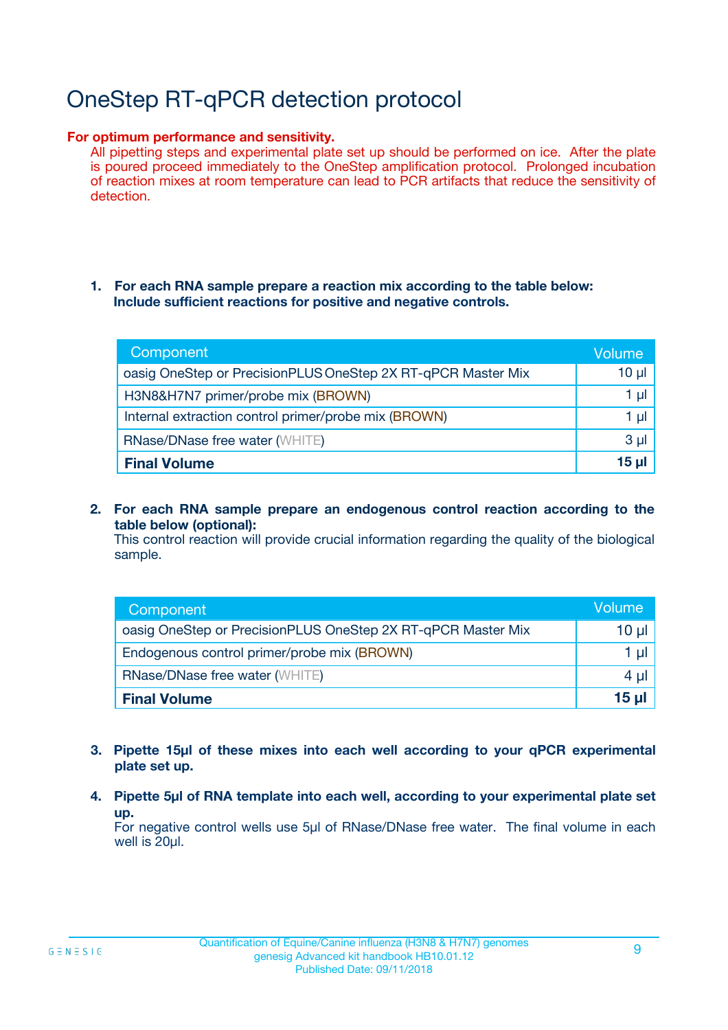# OneStep RT-qPCR detection protocol

**For optimum performance and sensitivity.**
All pipetting steps and experimental plate set up should be performed on ice. After the plate is poured proceed immediately to the OneStep amplification protocol. Prolonged incubation of reaction mixes at room temperature can lead to PCR artifacts that reduce the sensitivity of detection.

1. **For each RNA sample prepare a reaction mix according to the table below: Include sufficient reactions for positive and negative controls.**

| Component | Volume |
|---|---|
| oasig OneStep or PrecisionPLUS OneStep 2X RT-qPCR Master Mix | 10 µl |
| H3N8&H7N7 primer/probe mix (BROWN) | 1 µl |
| Internal extraction control primer/probe mix (BROWN) | 1 µl |
| RNase/DNase free water (WHITE) | 3 µl |
| **Final Volume** | **15 µl** |

2. **For each RNA sample prepare an endogenous control reaction according to the table below (optional):**
   This control reaction will provide crucial information regarding the quality of the biological sample.

| Component | Volume |
|---|---|
| oasig OneStep or PrecisionPLUS OneStep 2X RT-qPCR Master Mix | 10 µl |
| Endogenous control primer/probe mix (BROWN) | 1 µl |
| RNase/DNase free water (WHITE) | 4 µl |
| **Final Volume** | **15 µl** |

3. **Pipette 15µl of these mixes into each well according to your qPCR experimental plate set up.**

4. **Pipette 5µl of RNA template into each well, according to your experimental plate set up.**
   For negative control wells use 5µl of RNase/DNase free water. The final volume in each well is 20µl.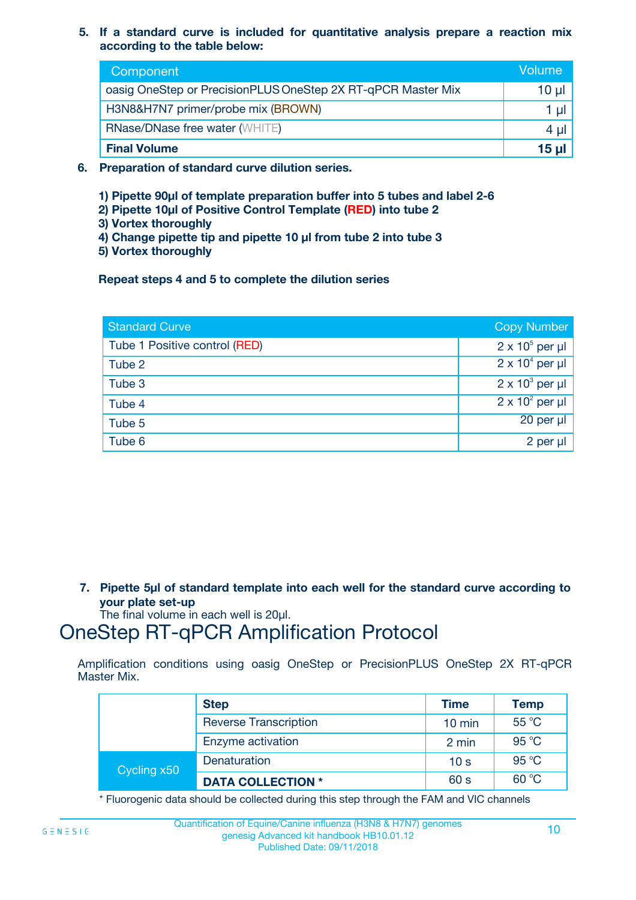**5. If a standard curve is included for quantitative analysis prepare a reaction mix according to the table below:**

| Component | Volume |
|---|---|
| oasig OneStep or PrecisionPLUS OneStep 2X RT-qPCR Master Mix | 10 µl |
| H3N8&H7N7 primer/probe mix (BROWN) | 1 µl |
| RNase/DNase free water (WHITE) | 4 µl |
| **Final Volume** | **15 µl** |

**6. Preparation of standard curve dilution series.**

**1) Pipette 90µl of template preparation buffer into 5 tubes and label 2-6**
**2) Pipette 10µl of Positive Control Template (RED) into tube 2**
**3) Vortex thoroughly**
**4) Change pipette tip and pipette 10 µl from tube 2 into tube 3**
**5) Vortex thoroughly**

**Repeat steps 4 and 5 to complete the dilution series**

| Standard Curve | Copy Number |
|---|---|
| Tube 1 Positive control (RED) | $2 \times 10^5$ per µl |
| Tube 2 | $2 \times 10^4$ per µl |
| Tube 3 | $2 \times 10^3$ per µl |
| Tube 4 | $2 \times 10^2$ per µl |
| Tube 5 | 20 per µl |
| Tube 6 | 2 per µl |

**7. Pipette 5µl of standard template into each well for the standard curve according to your plate set-up**
The final volume in each well is 20µl.

# OneStep RT-qPCR Amplification Protocol

Amplification conditions using oasig OneStep or PrecisionPLUS OneStep 2X RT-qPCR Master Mix.

| | Step | Time | Temp |
|---|---|---|---|
| | Reverse Transcription | 10 min | 55 °C |
| | Enzyme activation | 2 min | 95 °C |
| Cycling x50 | Denaturation | 10 s | 95 °C |
| | **DATA COLLECTION *** | 60 s | 60 °C |

* Fluorogenic data should be collected during this step through the FAM and VIC channels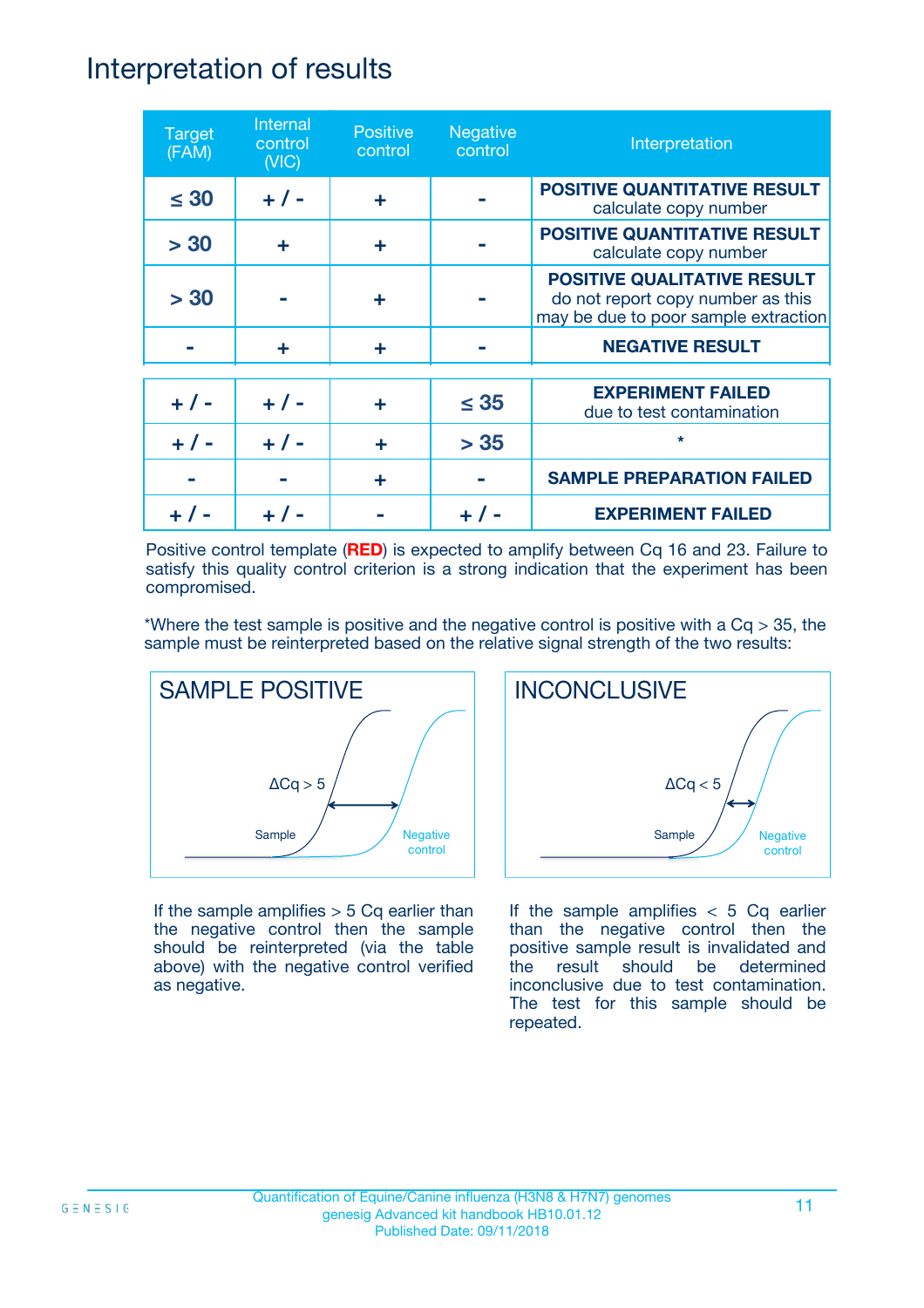# Interpretation of results

| Target (FAM) | Internal control (VIC) | Positive control | Negative control | Interpretation |
|---|---|---|---|---|
| ≤ 30 | + / - | + | - | **POSITIVE QUANTITATIVE RESULT** calculate copy number |
| > 30 | + | + | - | **POSITIVE QUANTITATIVE RESULT** calculate copy number |
| > 30 | - | + | - | **POSITIVE QUALITATIVE RESULT** do not report copy number as this may be due to poor sample extraction |
| - | + | + | - | **NEGATIVE RESULT** |
| + / - | + / - | + | ≤ 35 | **EXPERIMENT FAILED** due to test contamination |
| + / - | + / - | + | > 35 | * |
| - | - | + | - | **SAMPLE PREPARATION FAILED** |
| + / - | + / - | - | + / - | **EXPERIMENT FAILED** |

Positive control template (**RED**) is expected to amplify between Cq 16 and 23. Failure to satisfy this quality control criterion is a strong indication that the experiment has been compromised.

*Where the test sample is positive and the negative control is positive with a Cq > 35, the sample must be reinterpreted based on the relative signal strength of the two results:

**SAMPLE POSITIVE**

ΔCq > 5

Sample

Negative control

If the sample amplifies > 5 Cq earlier than the negative control then the sample should be reinterpreted (via the table above) with the negative control verified as negative.

**INCONCLUSIVE**

ΔCq < 5

Sample

Negative control

If the sample amplifies < 5 Cq earlier than the negative control then the positive sample result is invalidated and the result should be determined inconclusive due to test contamination. The test for this sample should be repeated.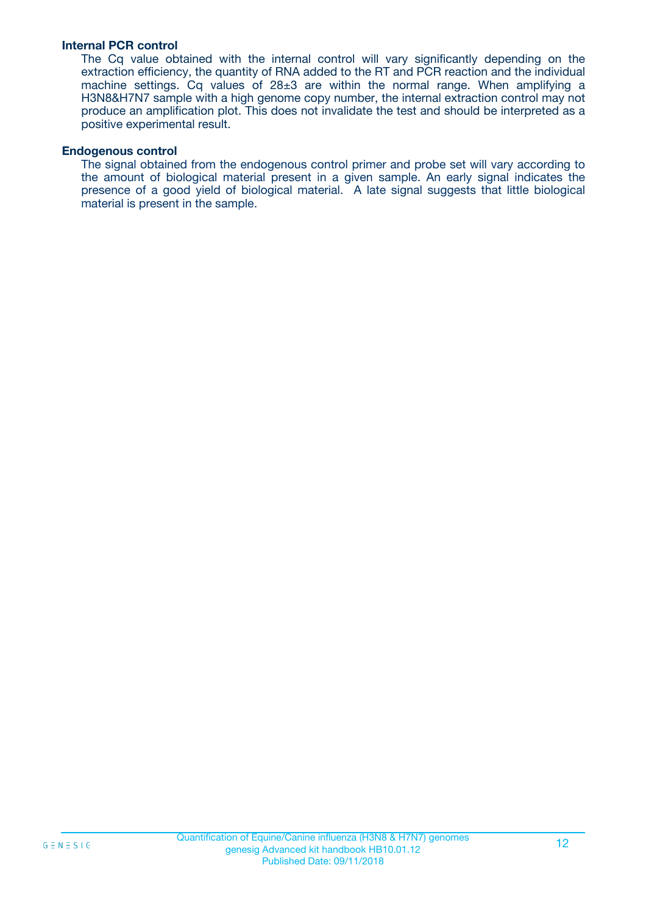### Internal PCR control

The Cq value obtained with the internal control will vary significantly depending on the extraction efficiency, the quantity of RNA added to the RT and PCR reaction and the individual machine settings. Cq values of 28±3 are within the normal range. When amplifying a H3N8&H7N7 sample with a high genome copy number, the internal extraction control may not produce an amplification plot. This does not invalidate the test and should be interpreted as a positive experimental result.

### Endogenous control

The signal obtained from the endogenous control primer and probe set will vary according to the amount of biological material present in a given sample. An early signal indicates the presence of a good yield of biological material. A late signal suggests that little biological material is present in the sample.